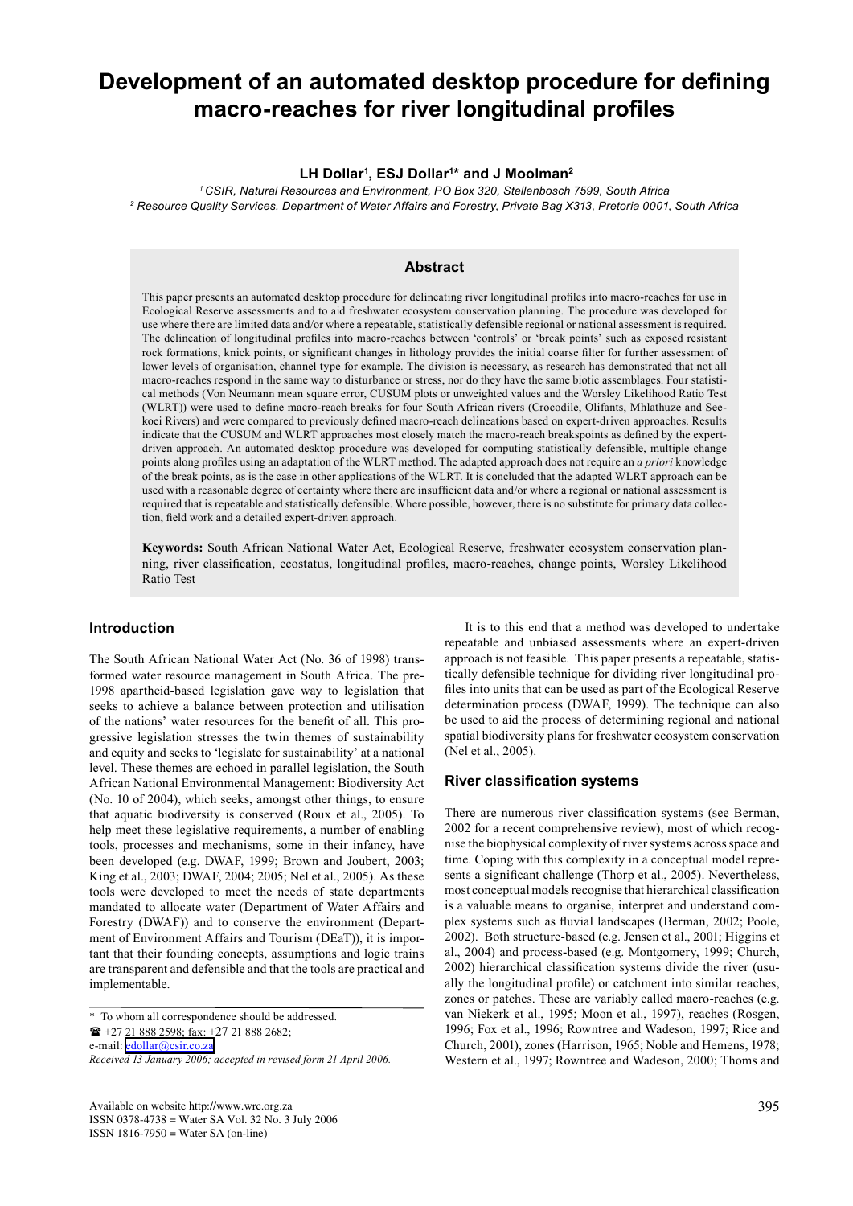# Development of an automated desktop procedure for defining macro-reaches for river longitudinal profiles

**LH Dollar[1], ESJ Dollar[1]* and J Moolman[2]**

[1] *CSIR, Natural Resources and Environment, PO Box 320, Stellenbosch 7599, South Africa*
[2] *Resource Quality Services, Department of Water Affairs and Forestry, Private Bag X313, Pretoria 0001, South Africa*

## Abstract

This paper presents an automated desktop procedure for delineating river longitudinal profiles into macro-reaches for use in Ecological Reserve assessments and to aid freshwater ecosystem conservation planning. The procedure was developed for use where there are limited data and/or where a repeatable, statistically defensible regional or national assessment is required. The delineation of longitudinal profiles into macro-reaches between 'controls' or 'break points' such as exposed resistant rock formations, knick points, or significant changes in lithology provides the initial coarse filter for further assessment of lower levels of organisation, channel type for example. The division is necessary, as research has demonstrated that not all macro-reaches respond in the same way to disturbance or stress, nor do they have the same biotic assemblages. Four statistical methods (Von Neumann mean square error, CUSUM plots or unweighted values and the Worsley Likelihood Ratio Test (WLRT)) were used to define macro-reach breaks for four South African rivers (Crocodile, Olifants, Mhlathuze and Seekoei Rivers) and were compared to previously defined macro-reach delineations based on expert-driven approaches. Results indicate that the CUSUM and WLRT approaches most closely match the macro-reach breakspoints as defined by the expert-driven approach. An automated desktop procedure was developed for computing statistically defensible, multiple change points along profiles using an adaptation of the WLRT method. The adapted approach does not require an *a priori* knowledge of the break points, as is the case in other applications of the WLRT. It is concluded that the adapted WLRT approach can be used with a reasonable degree of certainty where there are insufficient data and/or where a regional or national assessment is required that is repeatable and statistically defensible. Where possible, however, there is no substitute for primary data collection, field work and a detailed expert-driven approach.

**Keywords:** South African National Water Act, Ecological Reserve, freshwater ecosystem conservation planning, river classification, ecostatus, longitudinal profiles, macro-reaches, change points, Worsley Likelihood Ratio Test

## Introduction

The South African National Water Act (No. 36 of 1998) transformed water resource management in South Africa. The pre-1998 apartheid-based legislation gave way to legislation that seeks to achieve a balance between protection and utilisation of the nations' water resources for the benefit of all. This progressive legislation stresses the twin themes of sustainability and equity and seeks to 'legislate for sustainability' at a national level. These themes are echoed in parallel legislation, the South African National Environmental Management: Biodiversity Act (No. 10 of 2004), which seeks, amongst other things, to ensure that aquatic biodiversity is conserved (Roux et al., 2005). To help meet these legislative requirements, a number of enabling tools, processes and mechanisms, some in their infancy, have been developed (e.g. DWAF, 1999; Brown and Joubert, 2003; King et al., 2003; DWAF, 2004; 2005; Nel et al., 2005). As these tools were developed to meet the needs of state departments mandated to allocate water (Department of Water Affairs and Forestry (DWAF)) and to conserve the environment (Department of Environment Affairs and Tourism (DEaT)), it is important that their founding concepts, assumptions and logic trains are transparent and defensible and that the tools are practical and implementable.

\* To whom all correspondence should be addressed.
☎ +27 21 888 2598; fax: +27 21 888 2682;
e-mail: edollar@csir.co.za
*Received 13 January 2006; accepted in revised form 21 April 2006.*

It is to this end that a method was developed to undertake repeatable and unbiased assessments where an expert-driven approach is not feasible. This paper presents a repeatable, statistically defensible technique for dividing river longitudinal profiles into units that can be used as part of the Ecological Reserve determination process (DWAF, 1999). The technique can also be used to aid the process of determining regional and national spatial biodiversity plans for freshwater ecosystem conservation (Nel et al., 2005).

## River classification systems

There are numerous river classification systems (see Berman, 2002 for a recent comprehensive review), most of which recognise the biophysical complexity of river systems across space and time. Coping with this complexity in a conceptual model represents a significant challenge (Thorp et al., 2005). Nevertheless, most conceptual models recognise that hierarchical classification is a valuable means to organise, interpret and understand complex systems such as fluvial landscapes (Berman, 2002; Poole, 2002). Both structure-based (e.g. Jensen et al., 2001; Higgins et al., 2004) and process-based (e.g. Montgomery, 1999; Church, 2002) hierarchical classification systems divide the river (usually the longitudinal profile) or catchment into similar reaches, zones or patches. These are variably called macro-reaches (e.g. van Niekerk et al., 1995; Moon et al., 1997), reaches (Rosgen, 1996; Fox et al., 1996; Rowntree and Wadeson, 1997; Rice and Church, 2001), zones (Harrison, 1965; Noble and Hemens, 1978; Western et al., 1997; Rowntree and Wadeson, 2000; Thoms and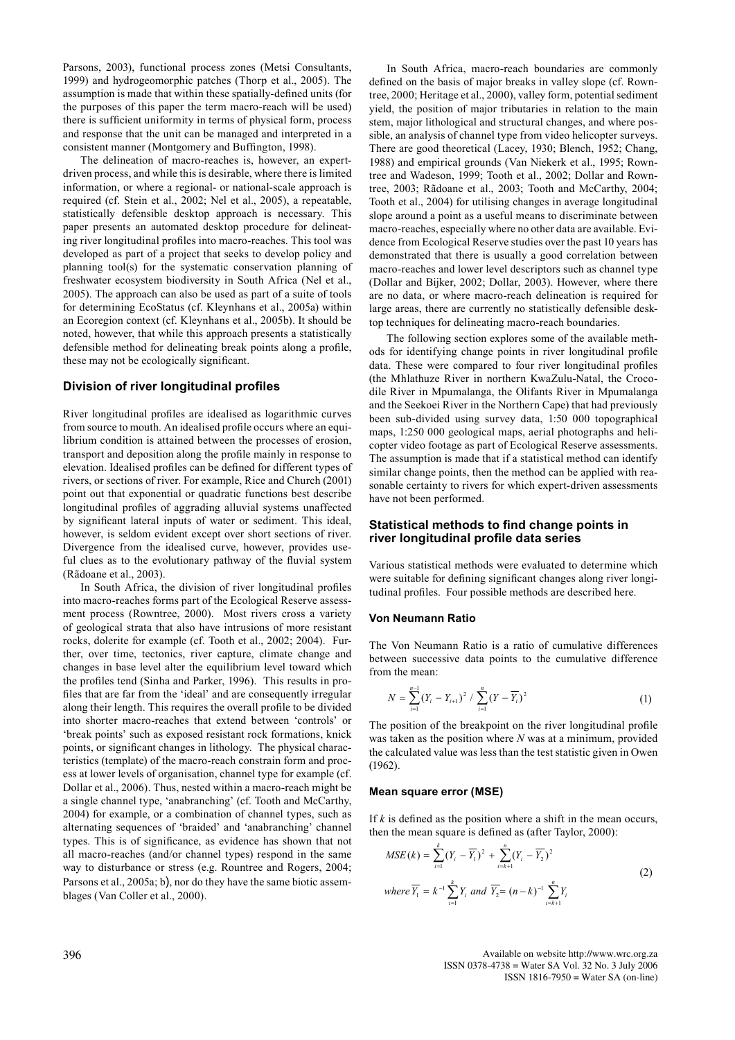Parsons, 2003), functional process zones (Metsi Consultants, 1999) and hydrogeomorphic patches (Thorp et al., 2005). The assumption is made that within these spatially-defined units (for the purposes of this paper the term macro-reach will be used) there is sufficient uniformity in terms of physical form, process and response that the unit can be managed and interpreted in a consistent manner (Montgomery and Buffington, 1998).

The delineation of macro-reaches is, however, an expert-driven process, and while this is desirable, where there is limited information, or where a regional- or national-scale approach is required (cf. Stein et al., 2002; Nel et al., 2005), a repeatable, statistically defensible desktop approach is necessary. This paper presents an automated desktop procedure for delineating river longitudinal profiles into macro-reaches. This tool was developed as part of a project that seeks to develop policy and planning tool(s) for the systematic conservation planning of freshwater ecosystem biodiversity in South Africa (Nel et al., 2005). The approach can also be used as part of a suite of tools for determining EcoStatus (cf. Kleynhans et al., 2005a) within an Ecoregion context (cf. Kleynhans et al., 2005b). It should be noted, however, that while this approach presents a statistically defensible method for delineating break points along a profile, these may not be ecologically significant.

## Division of river longitudinal profiles

River longitudinal profiles are idealised as logarithmic curves from source to mouth. An idealised profile occurs where an equilibrium condition is attained between the processes of erosion, transport and deposition along the profile mainly in response to elevation. Idealised profiles can be defined for different types of rivers, or sections of river. For example, Rice and Church (2001) point out that exponential or quadratic functions best describe longitudinal profiles of aggrading alluvial systems unaffected by significant lateral inputs of water or sediment. This ideal, however, is seldom evident except over short sections of river. Divergence from the idealised curve, however, provides useful clues as to the evolutionary pathway of the fluvial system (Rădoane et al., 2003).

In South Africa, the division of river longitudinal profiles into macro-reaches forms part of the Ecological Reserve assessment process (Rowntree, 2000). Most rivers cross a variety of geological strata that also have intrusions of more resistant rocks, dolerite for example (cf. Tooth et al., 2002; 2004). Further, over time, tectonics, river capture, climate change and changes in base level alter the equilibrium level toward which the profiles tend (Sinha and Parker, 1996). This results in profiles that are far from the 'ideal' and are consequently irregular along their length. This requires the overall profile to be divided into shorter macro-reaches that extend between 'controls' or 'break points' such as exposed resistant rock formations, knick points, or significant changes in lithology. The physical characteristics (template) of the macro-reach constrain form and process at lower levels of organisation, channel type for example (cf. Dollar et al., 2006). Thus, nested within a macro-reach might be a single channel type, 'anabranching' (cf. Tooth and McCarthy, 2004) for example, or a combination of channel types, such as alternating sequences of 'braided' and 'anabranching' channel types. This is of significance, as evidence has shown that not all macro-reaches (and/or channel types) respond in the same way to disturbance or stress (e.g. Rountree and Rogers, 2004; Parsons et al., 2005a; b), nor do they have the same biotic assemblages (Van Coller et al., 2000).

In South Africa, macro-reach boundaries are commonly defined on the basis of major breaks in valley slope (cf. Rowntree, 2000; Heritage et al., 2000), valley form, potential sediment yield, the position of major tributaries in relation to the main stem, major lithological and structural changes, and where possible, an analysis of channel type from video helicopter surveys. There are good theoretical (Lacey, 1930; Blench, 1952; Chang, 1988) and empirical grounds (Van Niekerk et al., 1995; Rowntree and Wadeson, 1999; Tooth et al., 2002; Dollar and Rowntree, 2003; Rădoane et al., 2003; Tooth and McCarthy, 2004; Tooth et al., 2004) for utilising changes in average longitudinal slope around a point as a useful means to discriminate between macro-reaches, especially where no other data are available. Evidence from Ecological Reserve studies over the past 10 years has demonstrated that there is usually a good correlation between macro-reaches and lower level descriptors such as channel type (Dollar and Bijker, 2002; Dollar, 2003). However, where there are no data, or where macro-reach delineation is required for large areas, there are currently no statistically defensible desktop techniques for delineating macro-reach boundaries.

The following section explores some of the available methods for identifying change points in river longitudinal profile data. These were compared to four river longitudinal profiles (the Mhlathuze River in northern KwaZulu-Natal, the Crocodile River in Mpumalanga, the Olifants River in Mpumalanga and the Seekoei River in the Northern Cape) that had previously been sub-divided using survey data, 1:50 000 topographical maps, 1:250 000 geological maps, aerial photographs and helicopter video footage as part of Ecological Reserve assessments. The assumption is made that if a statistical method can identify similar change points, then the method can be applied with reasonable certainty to rivers for which expert-driven assessments have not been performed.

## Statistical methods to find change points in river longitudinal profile data series

Various statistical methods were evaluated to determine which were suitable for defining significant changes along river longitudinal profiles. Four possible methods are described here.

### Von Neumann Ratio

The Von Neumann Ratio is a ratio of cumulative differences between successive data points to the cumulative difference from the mean:

$$N = \sum_{i=1}^{n-1}(Y_i - Y_{i+1})^2 \;/\; \sum_{i=1}^{n}(Y - \overline{Y_i})^2 \tag{1}$$

The position of the breakpoint on the river longitudinal profile was taken as the position where $N$ was at a minimum, provided the calculated value was less than the test statistic given in Owen (1962).

### Mean square error (MSE)

If $k$ is defined as the position where a shift in the mean occurs, then the mean square is defined as (after Taylor, 2000):

$$MSE(k) = \sum_{i=1}^{k}(Y_i - \overline{Y_1})^2 + \sum_{i=k+1}^{n}(Y_i - \overline{Y_2})^2$$

$$\text{where } \overline{Y_1} = k^{-1}\sum_{i=1}^{k} Y_i \text{ and } \overline{Y_2} = (n-k)^{-1}\sum_{i=k+1}^{n} Y_i \tag{2}$$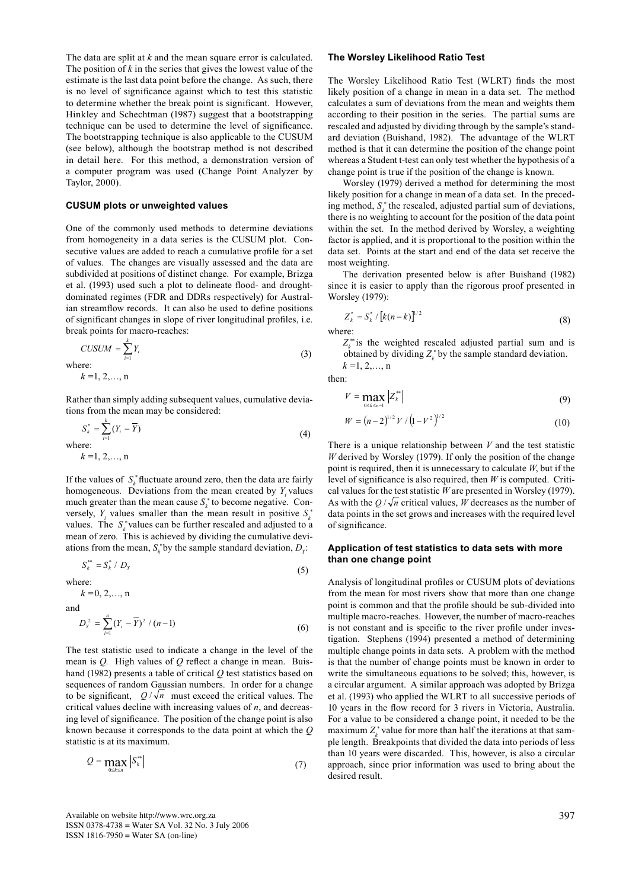The data are split at $k$ and the mean square error is calculated. The position of $k$ in the series that gives the lowest value of the estimate is the last data point before the change. As such, there is no level of significance against which to test this statistic to determine whether the break point is significant. However, Hinkley and Schechtman (1987) suggest that a bootstrapping technique can be used to determine the level of significance. The bootstrapping technique is also applicable to the CUSUM (see below), although the bootstrap method is not described in detail here. For this method, a demonstration version of a computer program was used (Change Point Analyzer by Taylor, 2000).

### CUSUM plots or unweighted values

One of the commonly used methods to determine deviations from homogeneity in a data series is the CUSUM plot. Consecutive values are added to reach a cumulative profile for a set of values. The changes are visually assessed and the data are subdivided at positions of distinct change. For example, Brizga et al. (1993) used such a plot to delineate flood- and drought-dominated regimes (FDR and DDRs respectively) for Australian streamflow records. It can also be used to define positions of significant changes in slope of river longitudinal profiles, i.e. break points for macro-reaches:

$$CUSUM = \sum_{i=1}^{k} Y_i \tag{3}$$

where:

$k$ =1, 2,…, n

Rather than simply adding subsequent values, cumulative deviations from the mean may be considered:

$$S_k^* = \sum_{i=1}^{k} (Y_i - \overline{Y}) \tag{4}$$

where:

$k$ =1, 2,…, n

If the values of $S_k^*$ fluctuate around zero, then the data are fairly homogeneous. Deviations from the mean created by $Y_i$ values much greater than the mean cause $S_k^*$ to become negative. Conversely, $Y_i$ values smaller than the mean result in positive $S_k^*$ values. The $S_k^*$ values can be further rescaled and adjusted to a mean of zero. This is achieved by dividing the cumulative deviations from the mean, $S_k^*$ by the sample standard deviation, $D_Y$:

$$S_k^{**} = S_k^* \;/\; D_Y \tag{5}$$

where:

$k$ =0, 2,…, n

and

$$D_Y^2 = \sum_{i=1}^{n} (Y_i - \overline{Y})^2 \;/\; (n-1) \tag{6}$$

The test statistic used to indicate a change in the level of the mean is $Q$. High values of $Q$ reflect a change in mean. Buishand (1982) presents a table of critical $Q$ test statistics based on sequences of random Gaussian numbers. In order for a change to be significant, $Q/\sqrt{n}$ must exceed the critical values. The critical values decline with increasing values of $n$, and decreasing level of significance. The position of the change point is also known because it corresponds to the data point at which the $Q$ statistic is at its maximum.

$$Q = \max_{0 \le k \le n} \left| S_k^{**} \right| \tag{7}$$

### The Worsley Likelihood Ratio Test

The Worsley Likelihood Ratio Test (WLRT) finds the most likely position of a change in mean in a data set. The method calculates a sum of deviations from the mean and weights them according to their position in the series. The partial sums are rescaled and adjusted by dividing through by the sample's standard deviation (Buishand, 1982). The advantage of the WLRT method is that it can determine the position of the change point whereas a Student t-test can only test whether the hypothesis of a change point is true if the position of the change is known.

Worsley (1979) derived a method for determining the most likely position for a change in mean of a data set. In the preceding method, $S_k^*$ the rescaled, adjusted partial sum of deviations, there is no weighting to account for the position of the data point within the set. In the method derived by Worsley, a weighting factor is applied, and it is proportional to the position within the data set. Points at the start and end of the data set receive the most weighting.

The derivation presented below is after Buishand (1982) since it is easier to apply than the rigorous proof presented in Worsley (1979):

$$Z_k^* = S_k^* \;/\; \left[k(n-k)\right]^{1/2} \tag{8}$$

where:

$Z_k^{**}$ is the weighted rescaled adjusted partial sum and is obtained by dividing $Z_k^*$ by the sample standard deviation.

$k$ =1, 2,…, n

then:

$$V = \max_{0 \le k \le n-1} \left| Z_k^{**} \right| \tag{9}$$

$$W = (n-2)^{1/2}\, V \;/\; \left(1 - V^2\right)^{1/2} \tag{10}$$

There is a unique relationship between $V$ and the test statistic $W$ derived by Worsley (1979). If only the position of the change point is required, then it is unnecessary to calculate $W$, but if the level of significance is also required, then $W$ is computed. Critical values for the test statistic $W$ are presented in Worsley (1979). As with the $Q/\sqrt{n}$ critical values, $W$ decreases as the number of data points in the set grows and increases with the required level of significance.

### Application of test statistics to data sets with more than one change point

Analysis of longitudinal profiles or CUSUM plots of deviations from the mean for most rivers show that more than one change point is common and that the profile should be sub-divided into multiple macro-reaches. However, the number of macro-reaches is not constant and is specific to the river profile under investigation. Stephens (1994) presented a method of determining multiple change points in data sets. A problem with the method is that the number of change points must be known in order to write the simultaneous equations to be solved; this, however, is a circular argument. A similar approach was adopted by Brizga et al. (1993) who applied the WLRT to all successive periods of 10 years in the flow record for 3 rivers in Victoria, Australia. For a value to be considered a change point, it needed to be the maximum $Z_k^*$ value for more than half the iterations at that sample length. Breakpoints that divided the data into periods of less than 10 years were discarded. This, however, is also a circular approach, since prior information was used to bring about the desired result.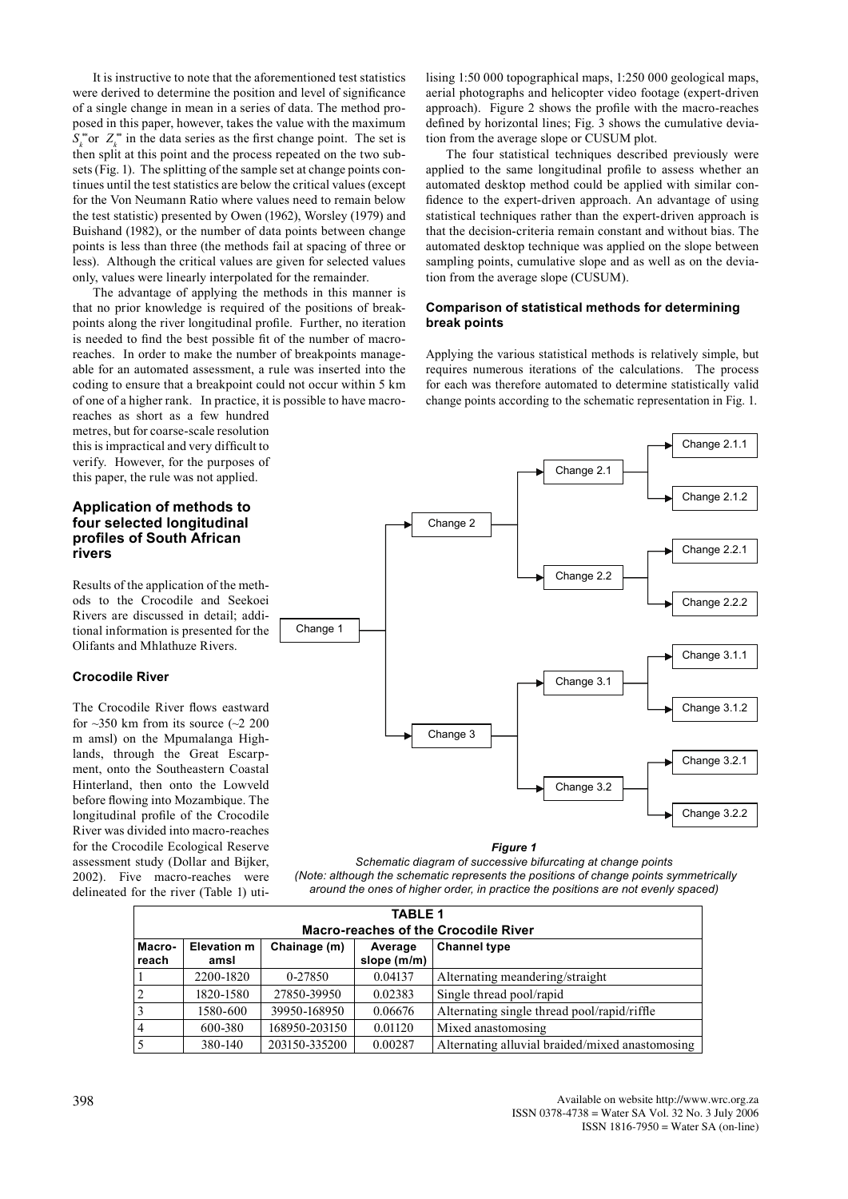It is instructive to note that the aforementioned test statistics were derived to determine the position and level of significance of a single change in mean in a series of data. The method proposed in this paper, however, takes the value with the maximum $S_k^{**}$ or $Z_k^{**}$ in the data series as the first change point. The set is then split at this point and the process repeated on the two subsets (Fig. 1). The splitting of the sample set at change points continues until the test statistics are below the critical values (except for the Von Neumann Ratio where values need to remain below the test statistic) presented by Owen (1962), Worsley (1979) and Buishand (1982), or the number of data points between change points is less than three (the methods fail at spacing of three or less). Although the critical values are given for selected values only, values were linearly interpolated for the remainder.

The advantage of applying the methods in this manner is that no prior knowledge is required of the positions of breakpoints along the river longitudinal profile. Further, no iteration is needed to find the best possible fit of the number of macro-reaches. In order to make the number of breakpoints manageable for an automated assessment, a rule was inserted into the coding to ensure that a breakpoint could not occur within 5 km of one of a higher rank. In practice, it is possible to have macro-reaches as short as a few hundred metres, but for coarse-scale resolution this is impractical and very difficult to verify. However, for the purposes of this paper, the rule was not applied.

## Application of methods to four selected longitudinal profiles of South African rivers

Results of the application of the methods to the Crocodile and Seekoei Rivers are discussed in detail; additional information is presented for the Olifants and Mhlathuze Rivers.

### Crocodile River

The Crocodile River flows eastward for ~350 km from its source (~2 200 m amsl) on the Mpumalanga Highlands, through the Great Escarpment, onto the Southeastern Coastal Hinterland, then onto the Lowveld before flowing into Mozambique. The longitudinal profile of the Crocodile River was divided into macro-reaches for the Crocodile Ecological Reserve assessment study (Dollar and Bijker, 2002). Five macro-reaches were delineated for the river (Table 1) utilising 1:50 000 topographical maps, 1:250 000 geological maps, aerial photographs and helicopter video footage (expert-driven approach). Figure 2 shows the profile with the macro-reaches defined by horizontal lines; Fig. 3 shows the cumulative deviation from the average slope or CUSUM plot.

The four statistical techniques described previously were applied to the same longitudinal profile to assess whether an automated desktop method could be applied with similar confidence to the expert-driven approach. An advantage of using statistical techniques rather than the expert-driven approach is that the decision-criteria remain constant and without bias. The automated desktop technique was applied on the slope between sampling points, cumulative slope and as well as on the deviation from the average slope (CUSUM).

### Comparison of statistical methods for determining break points

Applying the various statistical methods is relatively simple, but requires numerous iterations of the calculations. The process for each was therefore automated to determine statistically valid change points according to the schematic representation in Fig. 1.

```
Change 1
├── Change 2
│   ├── Change 2.1
│   │   ├── Change 2.1.1
│   │   └── Change 2.1.2
│   └── Change 2.2
│       ├── Change 2.2.1
│       └── Change 2.2.2
└── Change 3
    ├── Change 3.1
    │   ├── Change 3.1.1
    │   └── Change 3.1.2
    └── Change 3.2
        ├── Change 3.2.1
        └── Change 3.2.2
```

***Figure 1***

*Schematic diagram of successive bifurcating at change points*
*(Note: although the schematic represents the positions of change points symmetrically around the ones of higher order, in practice the positions are not evenly spaced)*

**TABLE 1**
**Macro-reaches of the Crocodile River**

| Macro-reach | Elevation m amsl | Chainage (m) | Average slope (m/m) | Channel type |
|---|---|---|---|---|
| 1 | 2200-1820 | 0-27850 | 0.04137 | Alternating meandering/straight |
| 2 | 1820-1580 | 27850-39950 | 0.02383 | Single thread pool/rapid |
| 3 | 1580-600 | 39950-168950 | 0.06676 | Alternating single thread pool/rapid/riffle |
| 4 | 600-380 | 168950-203150 | 0.01120 | Mixed anastomosing |
| 5 | 380-140 | 203150-335200 | 0.00287 | Alternating alluvial braided/mixed anastomosing |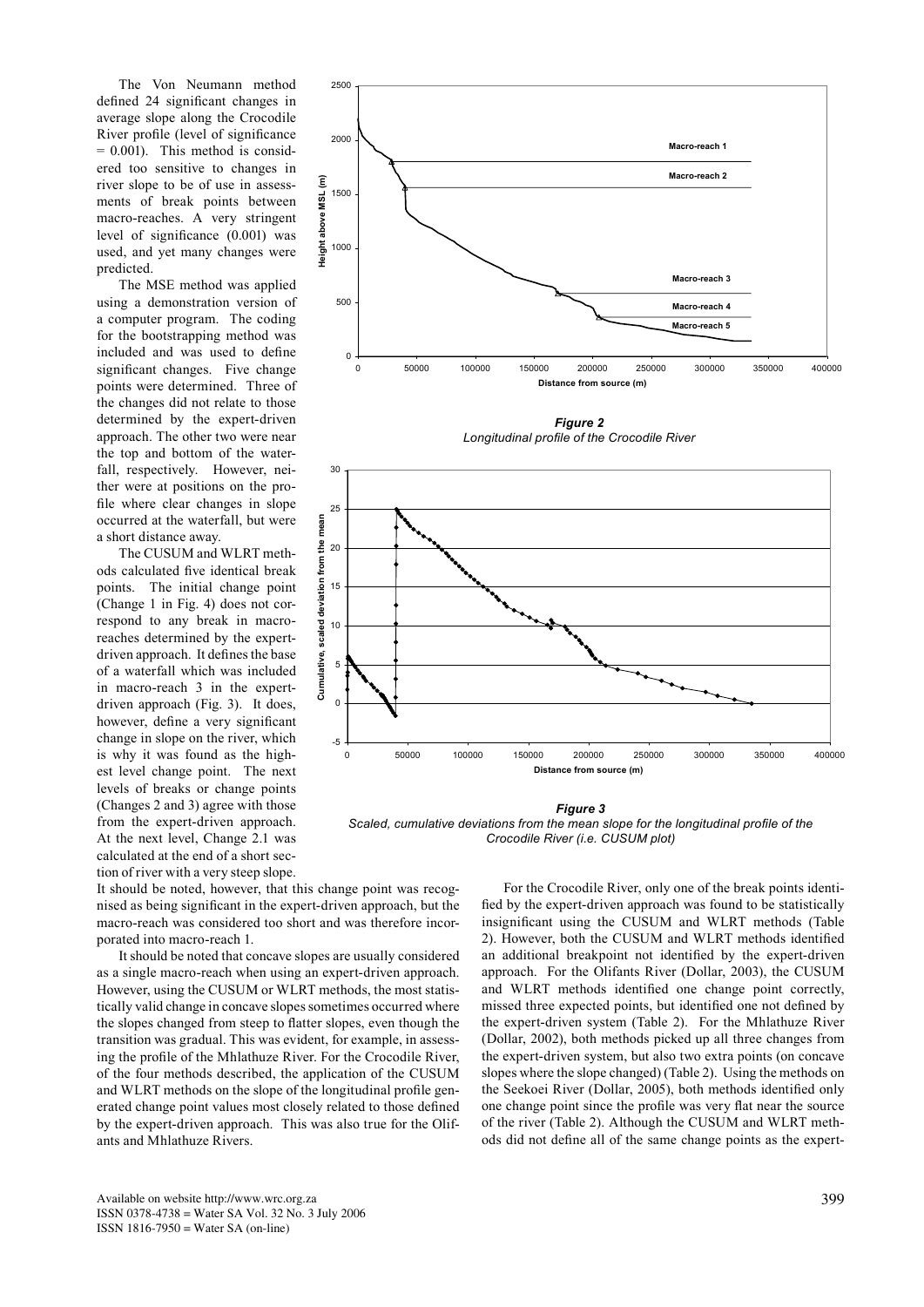The Von Neumann method defined 24 significant changes in average slope along the Crocodile River profile (level of significance = 0.001). This method is considered too sensitive to changes in river slope to be of use in assessments of break points between macro-reaches. A very stringent level of significance (0.001) was used, and yet many changes were predicted.

The MSE method was applied using a demonstration version of a computer program. The coding for the bootstrapping method was included and was used to define significant changes. Five change points were determined. Three of the changes did not relate to those determined by the expert-driven approach. The other two were near the top and bottom of the waterfall, respectively. However, neither were at positions on the profile where clear changes in slope occurred at the waterfall, but were a short distance away.

The CUSUM and WLRT methods calculated five identical break points. The initial change point (Change 1 in Fig. 4) does not correspond to any break in macro-reaches determined by the expert-driven approach. It defines the base of a waterfall which was included in macro-reach 3 in the expert-driven approach (Fig. 3). It does, however, define a very significant change in slope on the river, which is why it was found as the highest level change point. The next levels of breaks or change points (Changes 2 and 3) agree with those from the expert-driven approach. At the next level, Change 2.1 was calculated at the end of a short section of river with a very steep slope. It should be noted, however, that this change point was recognised as being significant in the expert-driven approach, but the macro-reach was considered too short and was therefore incorporated into macro-reach 1.

It should be noted that concave slopes are usually considered as a single macro-reach when using an expert-driven approach. However, using the CUSUM or WLRT methods, the most statistically valid change in concave slopes sometimes occurred where the slopes changed from steep to flatter slopes, even though the transition was gradual. This was evident, for example, in assessing the profile of the Mhlathuze River. For the Crocodile River, of the four methods described, the application of the CUSUM and WLRT methods on the slope of the longitudinal profile generated change point values most closely related to those defined by the expert-driven approach. This was also true for the Olifants and Mhlathuze Rivers.

***Figure 2***
*Longitudinal profile of the Crocodile River*

***Figure 3***
*Scaled, cumulative deviations from the mean slope for the longitudinal profile of the Crocodile River (i.e. CUSUM plot)*

For the Crocodile River, only one of the break points identified by the expert-driven approach was found to be statistically insignificant using the CUSUM and WLRT methods (Table 2). However, both the CUSUM and WLRT methods identified an additional breakpoint not identified by the expert-driven approach. For the Olifants River (Dollar, 2003), the CUSUM and WLRT methods identified one change point correctly, missed three expected points, but identified one not defined by the expert-driven system (Table 2). For the Mhlathuze River (Dollar, 2002), both methods picked up all three changes from the expert-driven system, but also two extra points (on concave slopes where the slope changed) (Table 2). Using the methods on the Seekoei River (Dollar, 2005), both methods identified only one change point since the profile was very flat near the source of the river (Table 2). Although the CUSUM and WLRT methods did not define all of the same change points as the expert-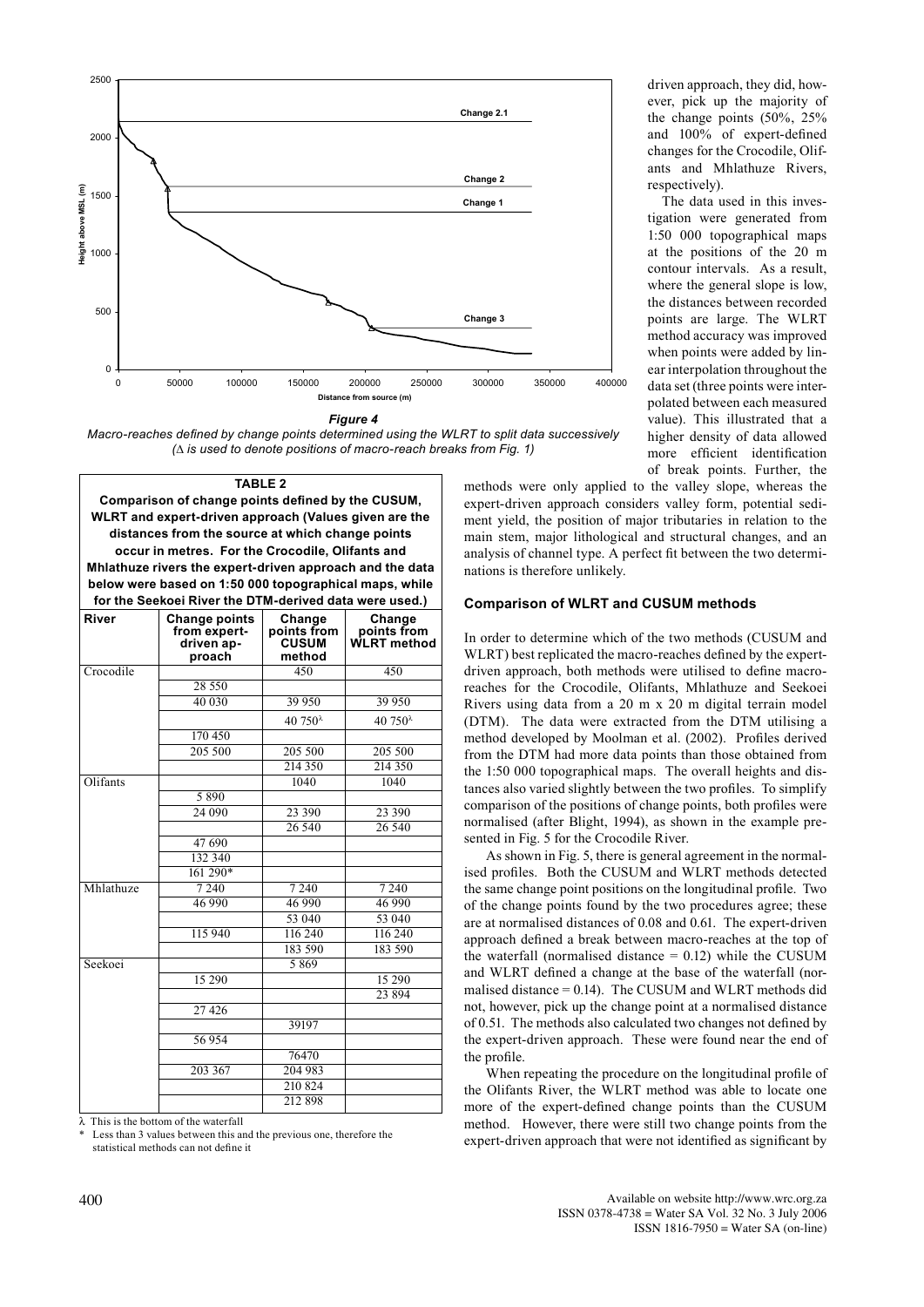driven approach, they did, however, pick up the majority of the change points (50%, 25% and 100% of expert-defined changes for the Crocodile, Olifants and Mhlathuze Rivers, respectively).

The data used in this investigation were generated from 1:50 000 topographical maps at the positions of the 20 m contour intervals. As a result, where the general slope is low, the distances between recorded points are large. The WLRT method accuracy was improved when points were added by linear interpolation throughout the data set (three points were interpolated between each measured value). This illustrated that a higher density of data allowed more efficient identification of break points. Further, the methods were only applied to the valley slope, whereas the expert-driven approach considers valley form, potential sediment yield, the position of major tributaries in relation to the main stem, major lithological and structural changes, and an analysis of channel type. A perfect fit between the two determinations is therefore unlikely.

***Figure 4***
*Macro-reaches defined by change points determined using the WLRT to split data successively (Δ is used to denote positions of macro-reach breaks from Fig. 1)*

**TABLE 2**
**Comparison of change points defined by the CUSUM, WLRT and expert-driven approach (Values given are the distances from the source at which change points occur in metres. For the Crocodile, Olifants and Mhlathuze rivers the expert-driven approach and the data below were based on 1:50 000 topographical maps, while for the Seekoei River the DTM-derived data were used.)**

| River | Change points from expert-driven approach | Change points from CUSUM method | Change points from WLRT method |
|---|---|---|---|
| Crocodile | | 450 | 450 |
| | 28 550 | | |
| | 40 030 | 39 950 | 39 950 |
| | | 40 750λ | 40 750λ |
| | 170 450 | | |
| | 205 500 | 205 500 | 205 500 |
| | | 214 350 | 214 350 |
| Olifants | | 1040 | 1040 |
| | 5 890 | | |
| | 24 090 | 23 390 | 23 390 |
| | | 26 540 | 26 540 |
| | 47 690 | | |
| | 132 340 | | |
| | 161 290* | | |
| Mhlathuze | 7 240 | 7 240 | 7 240 |
| | 46 990 | 46 990 | 46 990 |
| | | 53 040 | 53 040 |
| | 115 940 | 116 240 | 116 240 |
| | | 183 590 | 183 590 |
| Seekoei | | 5 869 | |
| | 15 290 | | 15 290 |
| | | | 23 894 |
| | 27 426 | | |
| | | 39197 | |
| | 56 954 | | |
| | | 76470 | |
| | 203 367 | 204 983 | |
| | | 210 824 | |
| | | 212 898 | |

λ This is the bottom of the waterfall
\* Less than 3 values between this and the previous one, therefore the statistical methods can not define it

### Comparison of WLRT and CUSUM methods

In order to determine which of the two methods (CUSUM and WLRT) best replicated the macro-reaches defined by the expert-driven approach, both methods were utilised to define macro-reaches for the Crocodile, Olifants, Mhlathuze and Seekoei Rivers using data from a 20 m x 20 m digital terrain model (DTM). The data were extracted from the DTM utilising a method developed by Moolman et al. (2002). Profiles derived from the DTM had more data points than those obtained from the 1:50 000 topographical maps. The overall heights and distances also varied slightly between the two profiles. To simplify comparison of the positions of change points, both profiles were normalised (after Blight, 1994), as shown in the example presented in Fig. 5 for the Crocodile River.

As shown in Fig. 5, there is general agreement in the normalised profiles. Both the CUSUM and WLRT methods detected the same change point positions on the longitudinal profile. Two of the change points found by the two procedures agree; these are at normalised distances of 0.08 and 0.61. The expert-driven approach defined a break between macro-reaches at the top of the waterfall (normalised distance = 0.12) while the CUSUM and WLRT defined a change at the base of the waterfall (normalised distance = 0.14). The CUSUM and WLRT methods did not, however, pick up the change point at a normalised distance of 0.51. The methods also calculated two changes not defined by the expert-driven approach. These were found near the end of the profile.

When repeating the procedure on the longitudinal profile of the Olifants River, the WLRT method was able to locate one more of the expert-defined change points than the CUSUM method. However, there were still two change points from the expert-driven approach that were not identified as significant by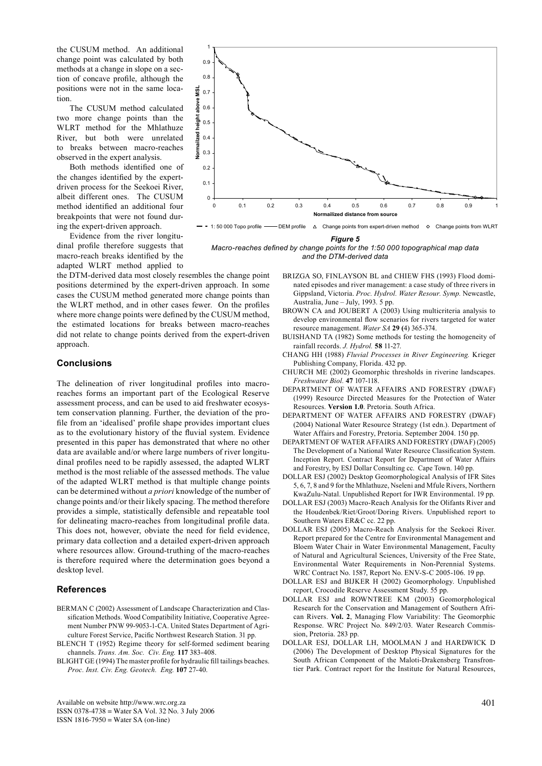the CUSUM method. An additional change point was calculated by both methods at a change in slope on a section of concave profile, although the positions were not in the same location.

The CUSUM method calculated two more change points than the WLRT method for the Mhlathuze River, but both were unrelated to breaks between macro-reaches observed in the expert analysis.

Both methods identified one of the changes identified by the expert-driven process for the Seekoei River, albeit different ones. The CUSUM method identified an additional four breakpoints that were not found during the expert-driven approach.

Evidence from the river longitudinal profile therefore suggests that macro-reach breaks identified by the adapted WLRT method applied to the DTM-derived data most closely resembles the change point positions determined by the expert-driven approach. In some cases the CUSUM method generated more change points than the WLRT method, and in other cases fewer. On the profiles where more change points were defined by the CUSUM method, the estimated locations for breaks between macro-reaches did not relate to change points derived from the expert-driven approach.

***Figure 5***
*Macro-reaches defined by change points for the 1:50 000 topographical map data and the DTM-derived data*

## Conclusions

The delineation of river longitudinal profiles into macro-reaches forms an important part of the Ecological Reserve assessment process, and can be used to aid freshwater ecosystem conservation planning. Further, the deviation of the profile from an 'idealised' profile shape provides important clues as to the evolutionary history of the fluvial system. Evidence presented in this paper has demonstrated that where no other data are available and/or where large numbers of river longitudinal profiles need to be rapidly assessed, the adapted WLRT method is the most reliable of the assessed methods. The value of the adapted WLRT method is that multiple change points can be determined without *a priori* knowledge of the number of change points and/or their likely spacing. The method therefore provides a simple, statistically defensible and repeatable tool for delineating macro-reaches from longitudinal profile data. This does not, however, obviate the need for field evidence, primary data collection and a detailed expert-driven approach where resources allow. Ground-truthing of the macro-reaches is therefore required where the determination goes beyond a desktop level.

## References

BERMAN C (2002) Assessment of Landscape Characterization and Classification Methods. Wood Compatibility Initiative, Cooperative Agreement Number PNW 99-9053-1-CA. United States Department of Agriculture Forest Service, Pacific Northwest Research Station. 31 pp.

BLENCH T (1952) Regime theory for self-formed sediment bearing channels. *Trans. Am. Soc. Civ. Eng.* **117** 383-408.

BLIGHT GE (1994) The master profile for hydraulic fill tailings beaches. *Proc. Inst. Civ. Eng. Geotech. Eng.* **107** 27-40.

BRIZGA SO, FINLAYSON BL and CHIEW FHS (1993) Flood dominated episodes and river management: a case study of three rivers in Gippsland, Victoria. *Proc. Hydrol. Water Resour. Symp.* Newcastle, Australia, June – July, 1993. 5 pp.

BROWN CA and JOUBERT A (2003) Using multicriteria analysis to develop environmental flow scenarios for rivers targeted for water resource management. *Water SA* **29 (**4) 365-374.

BUISHAND TA (1982) Some methods for testing the homogeneity of rainfall records. *J. Hydrol.* **58** 11-27.

CHANG HH (1988) *Fluvial Processes in River Engineering.* Krieger Publishing Company, Florida. 432 pp.

CHURCH ME (2002) Geomorphic thresholds in riverine landscapes. *Freshwater Biol*. **47** 107-118.

DEPARTMENT OF WATER AFFAIRS AND FORESTRY (DWAF) (1999) Resource Directed Measures for the Protection of Water Resources. **Version 1.0**. Pretoria. South Africa.

DEPARTMENT OF WATER AFFAIRS AND FORESTRY (DWAF) (2004) National Water Resource Strategy (1st edn.). Department of Water Affairs and Forestry, Pretoria. September 2004. 150 pp.

DEPARTMENT OF WATER AFFAIRS AND FORESTRY (DWAF) (2005) The Development of a National Water Resource Classification System. Inception Report. Contract Report for Department of Water Affairs and Forestry, by ESJ Dollar Consulting cc. Cape Town. 140 pp.

DOLLAR ESJ (2002) Desktop Geomorphological Analysis of IFR Sites 5, 6, 7, 8 and 9 for the Mhlathuze, Nseleni and Mfule Rivers, Northern KwaZulu-Natal. Unpublished Report for IWR Environmental. 19 pp.

DOLLAR ESJ (2003) Macro-Reach Analysis for the Olifants River and the Houdenbek/Riet/Groot/Doring Rivers. Unpublished report to Southern Waters ER&C cc. 22 pp.

DOLLAR ESJ (2005) Macro-Reach Analysis for the Seekoei River. Report prepared for the Centre for Environmental Management and Bloem Water Chair in Water Environmental Management, Faculty of Natural and Agricultural Sciences, University of the Free State, Environmental Water Requirements in Non-Perennial Systems. WRC Contract No. 1587, Report No. ENV-S-C 2005-106. 19 pp.

DOLLAR ESJ and BIJKER H (2002) Geomorphology. Unpublished report, Crocodile Reserve Assessment Study. 55 pp.

DOLLAR ESJ and ROWNTREE KM (2003) Geomorphological Research for the Conservation and Management of Southern African Rivers. **Vol. 2**, Managing Flow Variability: The Geomorphic Response. WRC Project No. 849/2/03. Water Research Commission, Pretoria. 283 pp.

DOLLAR ESJ, DOLLAR LH, MOOLMAN J and HARDWICK D (2006) The Development of Desktop Physical Signatures for the South African Component of the Maloti-Drakensberg Transfrontier Park. Contract report for the Institute for Natural Resources,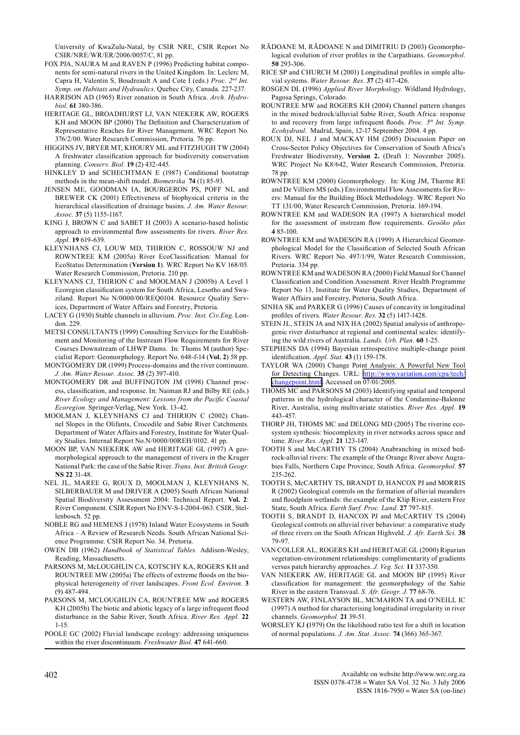University of KwaZulu-Natal, by CSIR NRE, CSIR Report No CSIR/NRE/WR/ER/2006/0057/C, 81 pp.

FOX PJA, NAURA M and RAVEN P (1996) Predicting habitat components for semi-natural rivers in the United Kingdom. In: Leclerc M, Capra H, Valentin S, Boudreault A and Cote I (eds.) *Proc. 2nd Int. Symp. on Habitats and Hydraulics*. Quebec City, Canada. 227-237.

HARRISON AD (1965) River zonation in South Africa. *Arch. Hydrobiol.* **61** 380-386.

HERITAGE GL, BROADHURST LJ, VAN NIEKERK AW, ROGERS KH and MOON BP (2000) The Definition and Characterization of Representative Reaches for River Management. WRC Report No. 376/2/00. Water Research Commission, Pretoria. 76 pp.

HIGGINS JV, BRYER MT, KHOURY ML and FITZHUGH TW (2004) A freshwater classification approach for biodiversity conservation planning. *Conserv. Biol.* **19** (2) 432-445.

HINKLEY D and SCHECHTMAN E (1987) Conditional bootstrap methods in the mean-shift model. *Biometrika* **74** (1) 85-93.

JENSEN ME, GOODMAN IA, BOURGERON PS, POFF NL and BREWER CK (2001) Effectiveness of biophysical criteria in the hierarchical classification of drainage basins. *J. Am. Water Resour. Assoc.* **37** (5) 1155-1167.

KING J, BROWN C and SABET H (2003) A scenario-based holistic approach to environmental flow assessments for rivers. *River Res. Appl.* **19** 619-639.

KLEYNHANS CJ, LOUW MD, THIRION C, ROSSOUW NJ and ROWNTREE KM (2005a) River EcoClassification: Manual for EcoStatus Determination (**Version 1**). WRC Report No KV 168/05. Water Research Commission, Pretoria. 210 pp.

KLEYNANS CJ, THIRION C and MOOLMAN J (2005b) A Level 1 Ecoregion classification system for South Africa, Lesotho and Swaziland. Report No N/0000/00/REQ0104. Resource Quality Services, Department of Water Affairs and Forestry, Pretoria.

LACEY G (1930) Stable channels in alluvium. *Proc. Inst. Civ.Eng.* London. 229.

METSI CONSULTANTS (1999) Consulting Services for the Establishment and Monitoring of the Instream Flow Requirements for River Courses Downstream of LHWP Dams. In: Thoms M (author) Specialist Report: Geomorphology. Report No. 648-f-14 (**Vol. 2**) 58 pp.

MONTGOMERY DR (1999) Process-domains and the river continuum. *J. Am. Water Resour. Assoc.* **35** (2) 397-410.

MONTGOMERY DR and BUFFINGTON JM (1998) Channel process, classification, and response. In: Naiman RJ and Bilby RE (eds.) *River Ecology and Management: Lessons from the Pacific Coastal Ecoregion*. Springer-Verlag, New York. 13-42.

MOOLMAN J, KLEYNHANS CJ and THIRION C (2002) Channel Slopes in the Olifants, Crocodile and Sabie River Catchments. Department of Water Affairs and Forestry, Institute for Water Quality Studies. Internal Report No.N/0000/00REH/0102. 41 pp.

MOON BP, VAN NIEKERK AW and HERITAGE GL (1997) A geomorphological approach to the management of rivers in the Kruger National Park: the case of the Sabie River. *Trans. Inst. British Geogr.* **NS 22** 31-48.

NEL JL, MAREE G, ROUX D, MOOLMAN J, KLEYNHANS N, SILBERBAUER M and DRIVER A **(**2005) South African National Spatial Biodiversity Assessment 2004: Technical Report. **Vol. 2**: River Component. CSIR Report No ENV-S-I-2004-063. CSIR, Stellenbosch. 52 pp.

NOBLE RG and HEMENS J (1978) Inland Water Ecosystems in South Africa – A Review of Research Needs. South African National Science Programme. CSIR Report No. 34. Pretoria.

OWEN DB (1962) *Handbook of Statistical Tables.* Addison-Wesley, Reading, Massachusetts.

PARSONS M, McLOUGHLIN CA, KOTSCHY KA, ROGERS KH and ROUNTREE MW (2005a) The effects of extreme floods on the biophysical heterogeneity of river landscapes. *Front Ecol. Environ.* **3** (9) 487-494.

PARSONS M, MCLOUGHLIN CA, ROUNTREE MW and ROGERS KH (2005b) The biotic and abiotic legacy of a large infrequent flood disturbance in the Sabie River, South Africa. *River Res. Appl.* **22** 1-15.

POOLE GC (2002) Fluvial landscape ecology: addressing uniqueness within the river discontinuum. *Freshwater Biol.* **47** 641-660.

RĂDOANE M, RĂDOANE N and DIMITRIU D (2003) Geomorphological evolution of river profiles in the Carpathians. *Geomorphol.* **50** 293-306.

RICE SP and CHURCH M (2001) Longitudinal profiles in simple alluvial systems. *Water Resour. Res.* **37** (2) 417-426.

ROSGEN DL **(**1996) *Applied River Morphology.* Wildland Hydrology, Pagosa Springs, Colorado.

ROUNTREE MW and ROGERS KH (2004) Channel pattern changes in the mixed bedrock/alluvial Sabie River, South Africa: response to and recovery from large infrequent floods. *Proc. 5th Int. Symp. Ecohydraul*. Madrid, Spain, 12-17 September 2004. 4 pp.

ROUX DJ, NEL J and MACKAY HM (2005) Discussion Paper on Cross-Sector Policy Objectives for Conservation of South Africa's Freshwater Biodiversity, **Version 2.** (Draft 1: November 2005). WRC Project No K8/642, Water Research Commission, Pretoria. 78 pp.

ROWNTREE KM (2000) Geomorphology. In: King JM, Tharme RE and De Villiers MS (eds.) Environmental Flow Assessments for Rivers: Manual for the Building Block Methodology. WRC Report No TT 131/00, Water Research Commission, Pretoria. 169-194.

ROWNTREE KM and WADESON RA (1997) A hierarchical model for the assessment of instream flow requirements. *Geoöko plus* **4** 85-100.

ROWNTREE KM and WADESON RA (1999) A Hierarchical Geomorphological Model for the Classification of Selected South African Rivers*.* WRC Report No. 497/1/99, Water Research Commission, Pretoria. 334 pp.

ROWNTREE KM and WADESON RA (2000) Field Manual for Channel Classification and Condition Assessment. River Health Programme Report No 13, Institute for Water Quality Studies, Department of Water Affairs and Forestry, Pretoria, South Africa.

SINHA SK and PARKER G (1996) Causes of concavity in longitudinal profiles of rivers. *Water Resour. Res.* **32** (5) 1417-1428.

STEIN JL, STEIN JA and NIX HA (2002) Spatial analysis of anthropogenic river disturbance at regional and continental scales: identifying the wild rivers of Australia. *Lands. Urb. Plan.* **60** 1-25.

STEPHENS DA (1994) Bayesian retrospective multiple-change point identification. *Appl. Stat.* **43** (1) 159-178.

TAYLOR WA (2000) Change Point Analysis: A Powerful New Tool for Detecting Changes. URL: http://www.variation.com/cpa/tech/changepoint.html. Accessed on 07/01/2005.

THOMS MC and PARSONS M (2003) Identifying spatial and temporal patterns in the hydrological character of the Condamine-Balonne River, Australia, using multivariate statistics. *River Res. Appl.* **19** 443-457.

THORP JH, THOMS MC and DELONG MD (2005) The riverine ecosystem synthesis: biocomplexity in river networks across space and time. *River Res. Appl.* **21** 123-147.

TOOTH S and McCARTHY TS (2004) Anabranching in mixed bedrock-alluvial rivers: The example of the Orange River above Augrabies Falls, Northern Cape Province, South Africa. *Geomorphol.* **57** 235-262.

TOOTH S, McCARTHY TS, BRANDT D, HANCOX PJ and MORRIS R (2002) Geological controls on the formation of alluvial meanders and floodplain wetlands: the example of the Klip River, eastern Free State, South Africa. *Earth Surf. Proc. Land.* **27** 797-815.

TOOTH S, BRANDT D, HANCOX PJ and McCARTHY TS (2004) Geological controls on alluvial river behaviour: a comparative study of three rivers on the South African Highveld. *J. Afr. Earth Sci.* **38** 79-97.

VAN COLLER AL, ROGERS KH and HERITAGE GL (2000) Riparian vegetation-environment relationships: complimentarity of gradients versus patch hierarchy approaches. *J. Veg. Sci.* **11** 337-350.

VAN NIEKERK AW, HERITAGE GL and MOON BP (1995) River classification for management: the geomorphology of the Sabie River in the eastern Transvaal. *S. Afr. Geogr. J.* **77** 68-76.

WESTERN AW, FINLAYSON BL, MCMAHON TA and O'NEILL IC (1997) A method for characterising longitudinal irregularity in river channels. *Geomorphol.* **21** 39-51.

WORSLEY KJ **(**1979) On the likelihood ratio test for a shift in location of normal populations. *J. Am. Stat. Assoc.* **74** (366) 365-367.